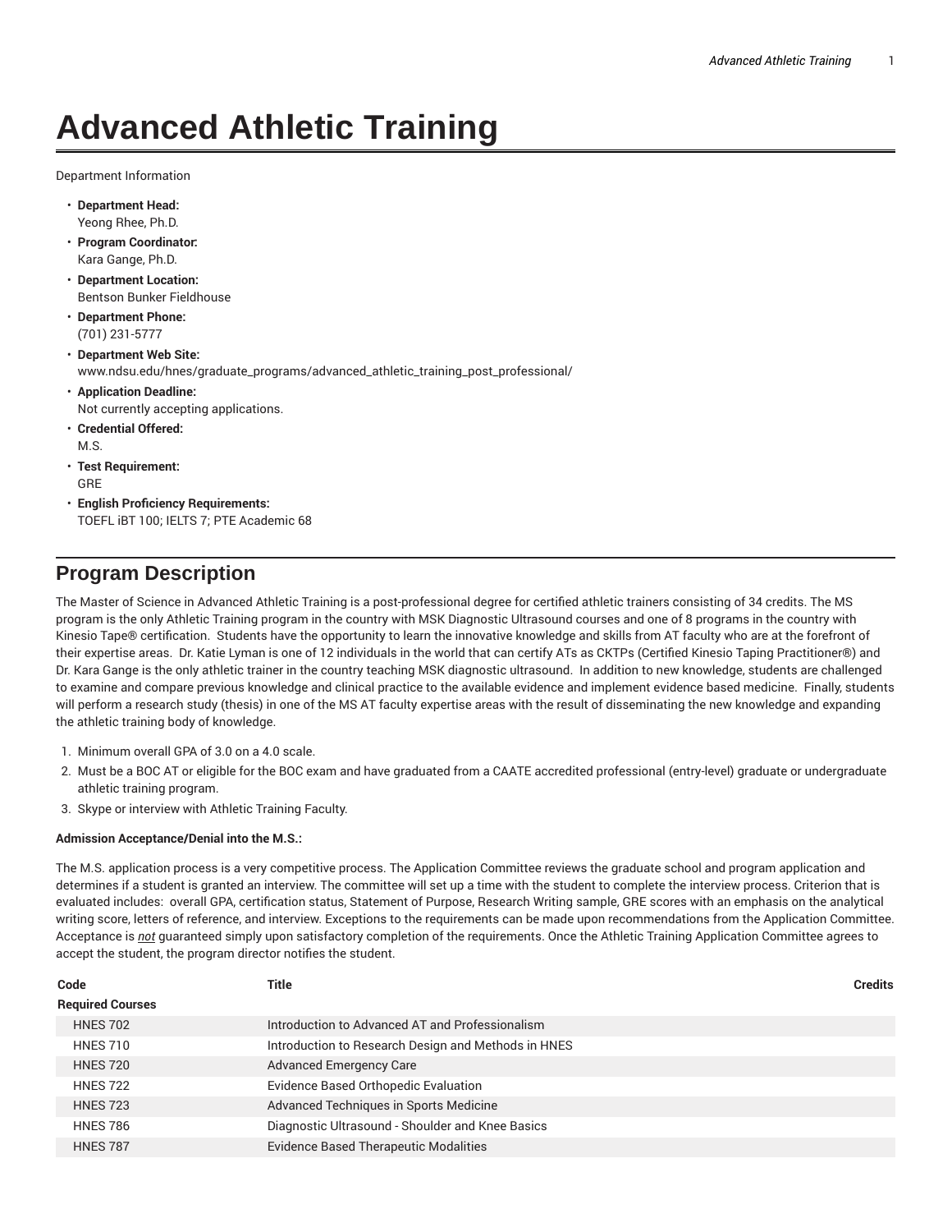# Advanced Athletic Training

Department Information

- **Department Head:**
  Yeong Rhee, Ph.D.
- **Program Coordinator:**
  Kara Gange, Ph.D.
- **Department Location:**
  Bentson Bunker Fieldhouse
- **Department Phone:**
  (701) 231-5777
- **Department Web Site:**
  www.ndsu.edu/hnes/graduate_programs/advanced_athletic_training_post_professional/
- **Application Deadline:**
  Not currently accepting applications.
- **Credential Offered:**
  M.S.
- **Test Requirement:**
  GRE
- **English Proficiency Requirements:**
  TOEFL iBT 100; IELTS 7; PTE Academic 68

## Program Description

The Master of Science in Advanced Athletic Training is a post-professional degree for certified athletic trainers consisting of 34 credits. The MS program is the only Athletic Training program in the country with MSK Diagnostic Ultrasound courses and one of 8 programs in the country with Kinesio Tape® certification. Students have the opportunity to learn the innovative knowledge and skills from AT faculty who are at the forefront of their expertise areas. Dr. Katie Lyman is one of 12 individuals in the world that can certify ATs as CKTPs (Certified Kinesio Taping Practitioner®) and Dr. Kara Gange is the only athletic trainer in the country teaching MSK diagnostic ultrasound. In addition to new knowledge, students are challenged to examine and compare previous knowledge and clinical practice to the available evidence and implement evidence based medicine. Finally, students will perform a research study (thesis) in one of the MS AT faculty expertise areas with the result of disseminating the new knowledge and expanding the athletic training body of knowledge.

1. Minimum overall GPA of 3.0 on a 4.0 scale.
2. Must be a BOC AT or eligible for the BOC exam and have graduated from a CAATE accredited professional (entry-level) graduate or undergraduate athletic training program.
3. Skype or interview with Athletic Training Faculty.

**Admission Acceptance/Denial into the M.S.:**

The M.S. application process is a very competitive process. The Application Committee reviews the graduate school and program application and determines if a student is granted an interview. The committee will set up a time with the student to complete the interview process. Criterion that is evaluated includes: overall GPA, certification status, Statement of Purpose, Research Writing sample, GRE scores with an emphasis on the analytical writing score, letters of reference, and interview. Exceptions to the requirements can be made upon recommendations from the Application Committee. Acceptance is ***not*** guaranteed simply upon satisfactory completion of the requirements. Once the Athletic Training Application Committee agrees to accept the student, the program director notifies the student.

| Code | Title | Credits |
|---|---|---|
| **Required Courses** | | |
| HNES 702 | Introduction to Advanced AT and Professionalism | |
| HNES 710 | Introduction to Research Design and Methods in HNES | |
| HNES 720 | Advanced Emergency Care | |
| HNES 722 | Evidence Based Orthopedic Evaluation | |
| HNES 723 | Advanced Techniques in Sports Medicine | |
| HNES 786 | Diagnostic Ultrasound - Shoulder and Knee Basics | |
| HNES 787 | Evidence Based Therapeutic Modalities | |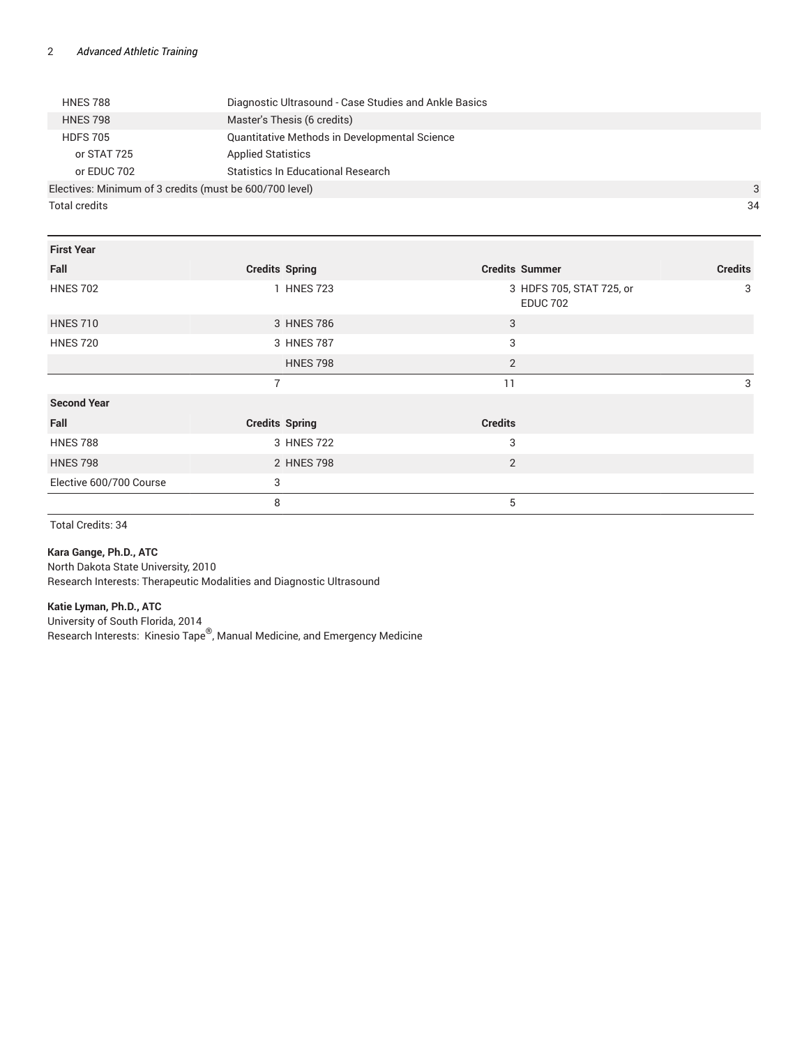| | | |
|---|---|---|
| HNES 788 | Diagnostic Ultrasound - Case Studies and Ankle Basics | |
| HNES 798 | Master's Thesis (6 credits) | |
| HDFS 705 | Quantitative Methods in Developmental Science | |
| or STAT 725 | Applied Statistics | |
| or EDUC 702 | Statistics In Educational Research | |
| Electives: Minimum of 3 credits (must be 600/700 level) | | 3 |
| Total credits | | 34 |

| First Year | | | | | |
|---|---|---|---|---|---|
| Fall | Credits | Spring | Credits | Summer | Credits |
| HNES 702 | 1 | HNES 723 | 3 | HDFS 705, STAT 725, or EDUC 702 | 3 |
| HNES 710 | 3 | HNES 786 | 3 | | |
| HNES 720 | 3 | HNES 787 | 3 | | |
| | | HNES 798 | 2 | | |
| | 7 | | 11 | | 3 |
| **Second Year** | | | | | |
| Fall | Credits | Spring | Credits | | |
| HNES 788 | 3 | HNES 722 | 3 | | |
| HNES 798 | 2 | HNES 798 | 2 | | |
| Elective 600/700 Course | 3 | | | | |
| | 8 | | 5 | | |

Total Credits: 34

**Kara Gange, Ph.D., ATC**
North Dakota State University, 2010
Research Interests: Therapeutic Modalities and Diagnostic Ultrasound

**Katie Lyman, Ph.D., ATC**
University of South Florida, 2014
Research Interests: Kinesio Tape®, Manual Medicine, and Emergency Medicine